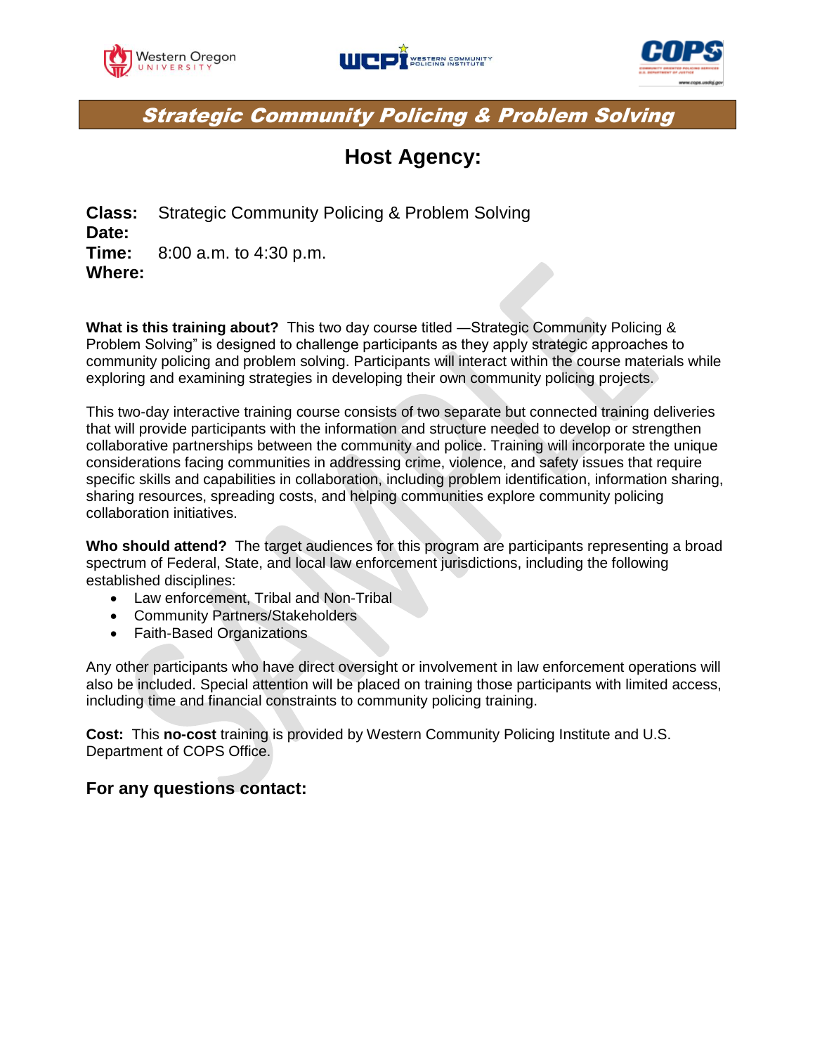# Strategic Community Policing & Problem Solving

## Host Agency:

**Class:** Strategic Community Policing & Problem Solving
**Date:**
**Time:** 8:00 a.m. to 4:30 p.m.
**Where:**

**What is this training about?** This two day course titled —Strategic Community Policing & Problem Solving" is designed to challenge participants as they apply strategic approaches to community policing and problem solving. Participants will interact within the course materials while exploring and examining strategies in developing their own community policing projects.

This two-day interactive training course consists of two separate but connected training deliveries that will provide participants with the information and structure needed to develop or strengthen collaborative partnerships between the community and police. Training will incorporate the unique considerations facing communities in addressing crime, violence, and safety issues that require specific skills and capabilities in collaboration, including problem identification, information sharing, sharing resources, spreading costs, and helping communities explore community policing collaboration initiatives.

**Who should attend?** The target audiences for this program are participants representing a broad spectrum of Federal, State, and local law enforcement jurisdictions, including the following established disciplines:

- Law enforcement, Tribal and Non-Tribal
- Community Partners/Stakeholders
- Faith-Based Organizations

Any other participants who have direct oversight or involvement in law enforcement operations will also be included. Special attention will be placed on training those participants with limited access, including time and financial constraints to community policing training.

**Cost:** This **no-cost** training is provided by Western Community Policing Institute and U.S. Department of COPS Office.

### For any questions contact: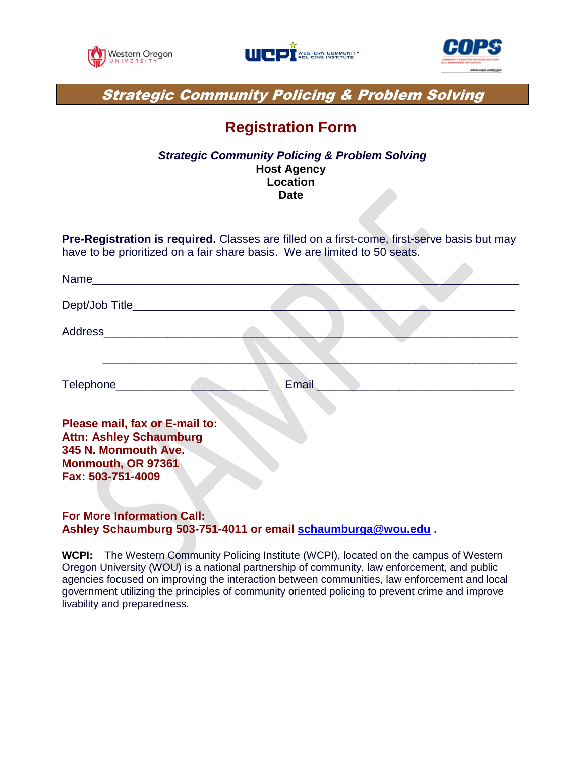# Strategic Community Policing & Problem Solving

## Registration Form

***Strategic Community Policing & Problem Solving***
**Host Agency**
**Location**
**Date**

**Pre-Registration is required.** Classes are filled on a first-come, first-serve basis but may have to be prioritized on a fair share basis. We are limited to 50 seats.

Name_______________________________________________________________

Dept/Job Title_________________________________________________________

Address_____________________________________________________________

_____________________________________________________________

Telephone_______________________ Email ______________________________

**Please mail, fax or E-mail to:**
**Attn: Ashley Schaumburg**
**345 N. Monmouth Ave.**
**Monmouth, OR 97361**
**Fax: 503-751-4009**

**For More Information Call:**
**Ashley Schaumburg 503-751-4011 or email schaumburga@wou.edu .**

**WCPI:** The Western Community Policing Institute (WCPI), located on the campus of Western Oregon University (WOU) is a national partnership of community, law enforcement, and public agencies focused on improving the interaction between communities, law enforcement and local government utilizing the principles of community oriented policing to prevent crime and improve livability and preparedness.